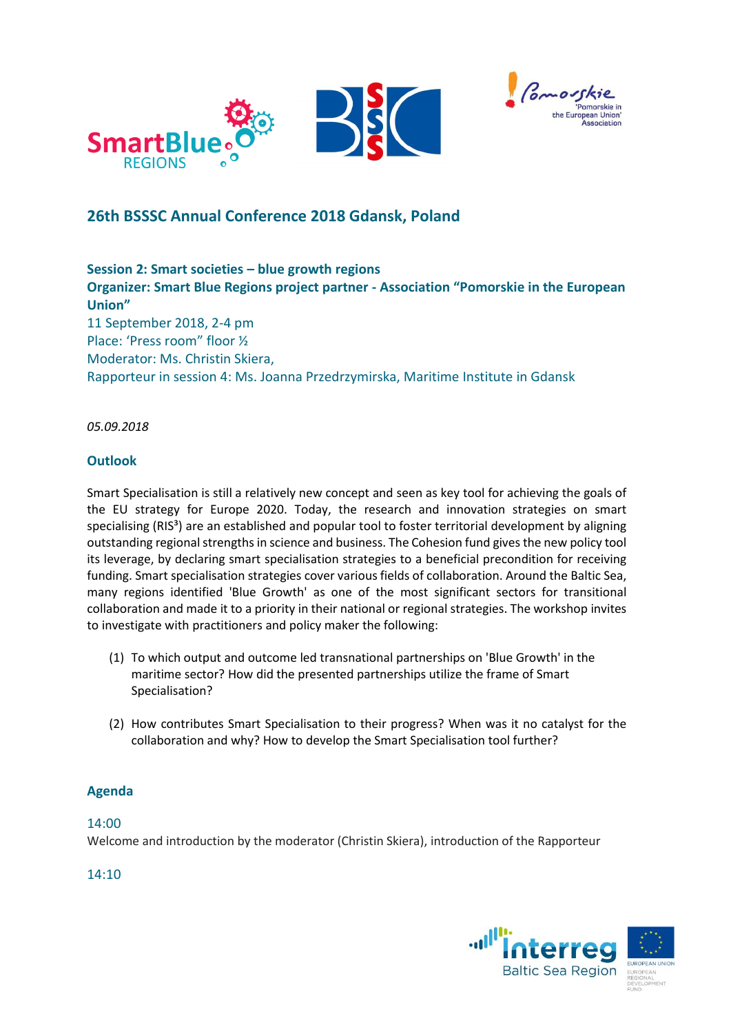# 26th BSSSC Annual Conference 2018 Gdansk, Poland

**Session 2: Smart societies – blue growth regions**
**Organizer: Smart Blue Regions project partner - Association "Pomorskie in the European Union"**
11 September 2018, 2-4 pm
Place: 'Press room" floor ½
Moderator: Ms. Christin Skiera,
Rapporteur in session 4: Ms. Joanna Przedrzymirska, Maritime Institute in Gdansk

*05.09.2018*

## Outlook

Smart Specialisation is still a relatively new concept and seen as key tool for achieving the goals of the EU strategy for Europe 2020. Today, the research and innovation strategies on smart specialising (RIS³) are an established and popular tool to foster territorial development by aligning outstanding regional strengths in science and business. The Cohesion fund gives the new policy tool its leverage, by declaring smart specialisation strategies to a beneficial precondition for receiving funding. Smart specialisation strategies cover various fields of collaboration. Around the Baltic Sea, many regions identified 'Blue Growth' as one of the most significant sectors for transitional collaboration and made it to a priority in their national or regional strategies. The workshop invites to investigate with practitioners and policy maker the following:

(1) To which output and outcome led transnational partnerships on 'Blue Growth' in the maritime sector? How did the presented partnerships utilize the frame of Smart Specialisation?

(2) How contributes Smart Specialisation to their progress? When was it no catalyst for the collaboration and why? How to develop the Smart Specialisation tool further?

## Agenda

14:00
Welcome and introduction by the moderator (Christin Skiera), introduction of the Rapporteur

14:10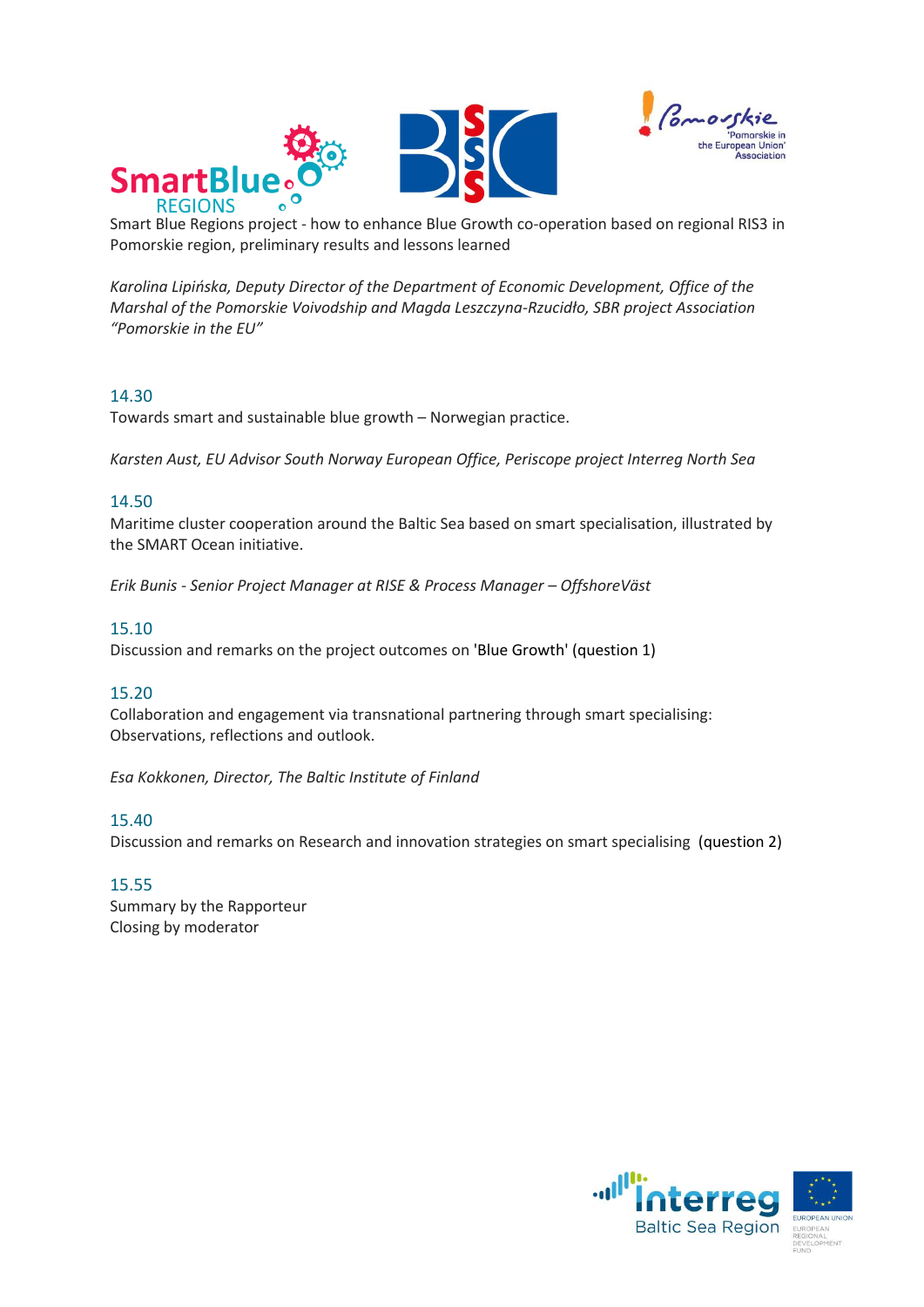Smart Blue Regions project - how to enhance Blue Growth co-operation based on regional RIS3 in Pomorskie region, preliminary results and lessons learned

*Karolina Lipińska, Deputy Director of the Department of Economic Development, Office of the Marshal of the Pomorskie Voivodship and Magda Leszczyna-Rzucidło, SBR project Association "Pomorskie in the EU"*

14.30
Towards smart and sustainable blue growth – Norwegian practice.

*Karsten Aust, EU Advisor South Norway European Office, Periscope project Interreg North Sea*

14.50
Maritime cluster cooperation around the Baltic Sea based on smart specialisation, illustrated by the SMART Ocean initiative.

*Erik Bunis - Senior Project Manager at RISE & Process Manager – OffshoreVäst*

15.10
Discussion and remarks on the project outcomes on 'Blue Growth' (question 1)

15.20
Collaboration and engagement via transnational partnering through smart specialising: Observations, reflections and outlook.

*Esa Kokkonen, Director, The Baltic Institute of Finland*

15.40
Discussion and remarks on Research and innovation strategies on smart specialising (question 2)

15.55
Summary by the Rapporteur
Closing by moderator